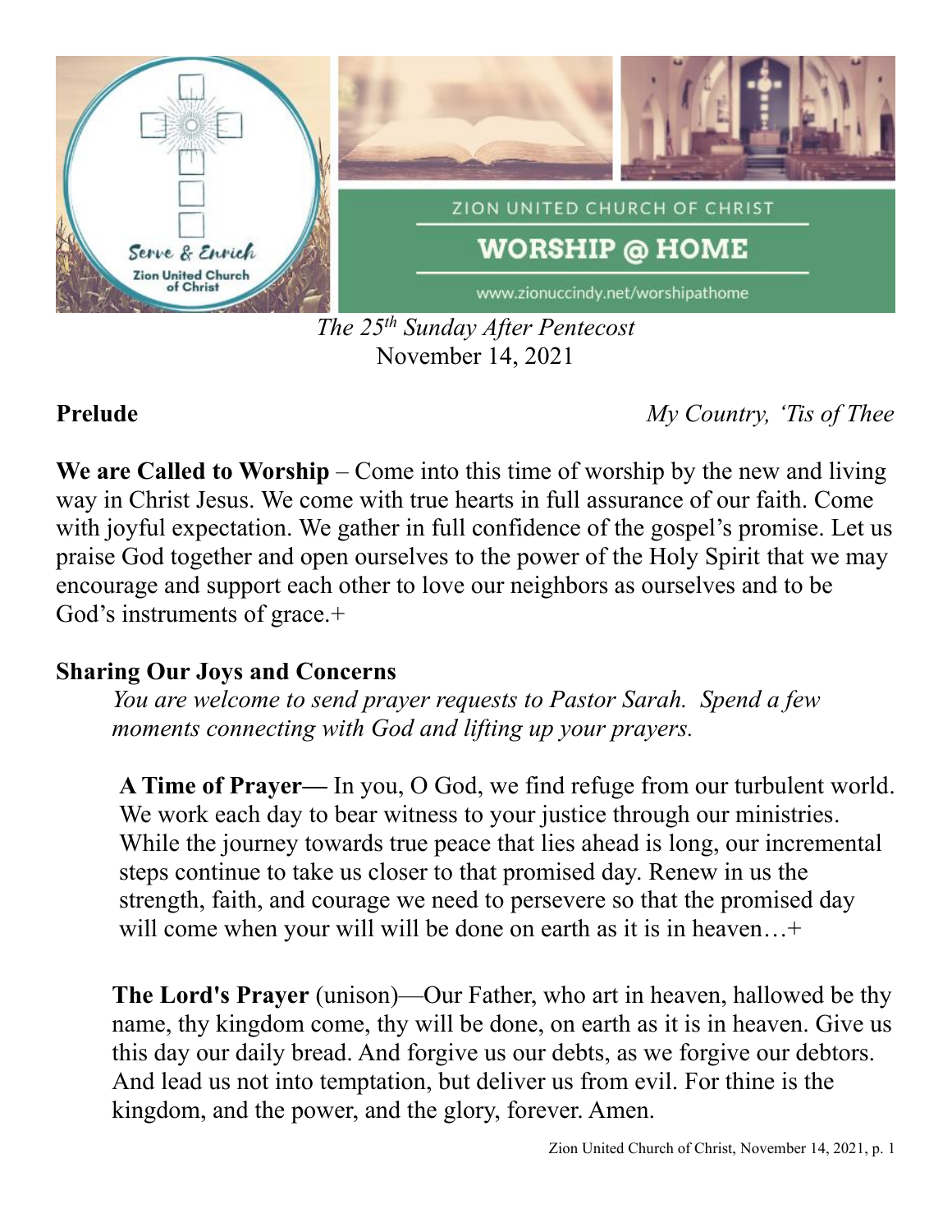ZION UNITED CHURCH OF CHRIST

WORSHIP @ HOME

www.zionuccindy.net/worshipathome

*The 25th Sunday After Pentecost*
November 14, 2021

**Prelude** *My Country, 'Tis of Thee*

**We are Called to Worship** – Come into this time of worship by the new and living way in Christ Jesus. We come with true hearts in full assurance of our faith. Come with joyful expectation. We gather in full confidence of the gospel's promise. Let us praise God together and open ourselves to the power of the Holy Spirit that we may encourage and support each other to love our neighbors as ourselves and to be God's instruments of grace.+

**Sharing Our Joys and Concerns**

*You are welcome to send prayer requests to Pastor Sarah. Spend a few moments connecting with God and lifting up your prayers.*

**A Time of Prayer—** In you, O God, we find refuge from our turbulent world. We work each day to bear witness to your justice through our ministries. While the journey towards true peace that lies ahead is long, our incremental steps continue to take us closer to that promised day. Renew in us the strength, faith, and courage we need to persevere so that the promised day will come when your will will be done on earth as it is in heaven…+

**The Lord's Prayer** (unison)—Our Father, who art in heaven, hallowed be thy name, thy kingdom come, thy will be done, on earth as it is in heaven. Give us this day our daily bread. And forgive us our debts, as we forgive our debtors. And lead us not into temptation, but deliver us from evil. For thine is the kingdom, and the power, and the glory, forever. Amen.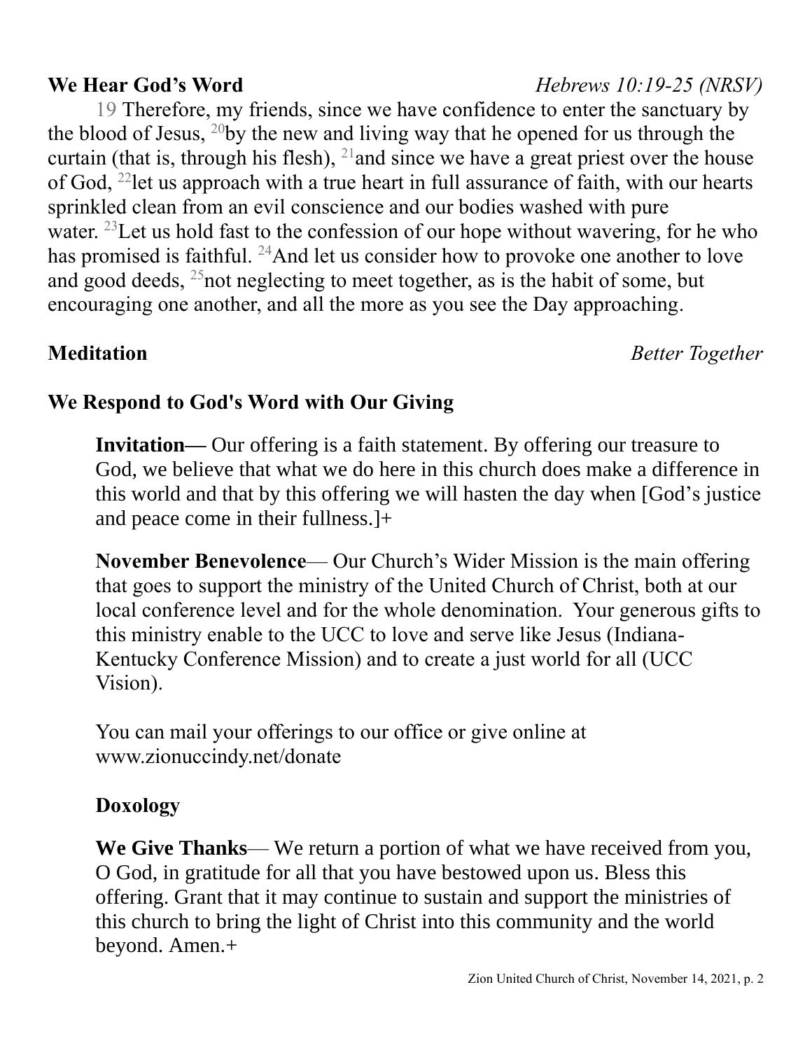**We Hear God's Word** *Hebrews 10:19-25 (NRSV)*

19 Therefore, my friends, since we have confidence to enter the sanctuary by the blood of Jesus, [20]by the new and living way that he opened for us through the curtain (that is, through his flesh), [21]and since we have a great priest over the house of God, [22]let us approach with a true heart in full assurance of faith, with our hearts sprinkled clean from an evil conscience and our bodies washed with pure water. [23]Let us hold fast to the confession of our hope without wavering, for he who has promised is faithful. [24]And let us consider how to provoke one another to love and good deeds, [25]not neglecting to meet together, as is the habit of some, but encouraging one another, and all the more as you see the Day approaching.

**Meditation** *Better Together*

**We Respond to God's Word with Our Giving**

**Invitation—** Our offering is a faith statement. By offering our treasure to God, we believe that what we do here in this church does make a difference in this world and that by this offering we will hasten the day when [God's justice and peace come in their fullness.]+

**November Benevolence**— Our Church's Wider Mission is the main offering that goes to support the ministry of the United Church of Christ, both at our local conference level and for the whole denomination. Your generous gifts to this ministry enable to the UCC to love and serve like Jesus (Indiana-Kentucky Conference Mission) and to create a just world for all (UCC Vision).

You can mail your offerings to our office or give online at www.zionuccindy.net/donate

**Doxology**

**We Give Thanks**— We return a portion of what we have received from you, O God, in gratitude for all that you have bestowed upon us. Bless this offering. Grant that it may continue to sustain and support the ministries of this church to bring the light of Christ into this community and the world beyond. Amen.+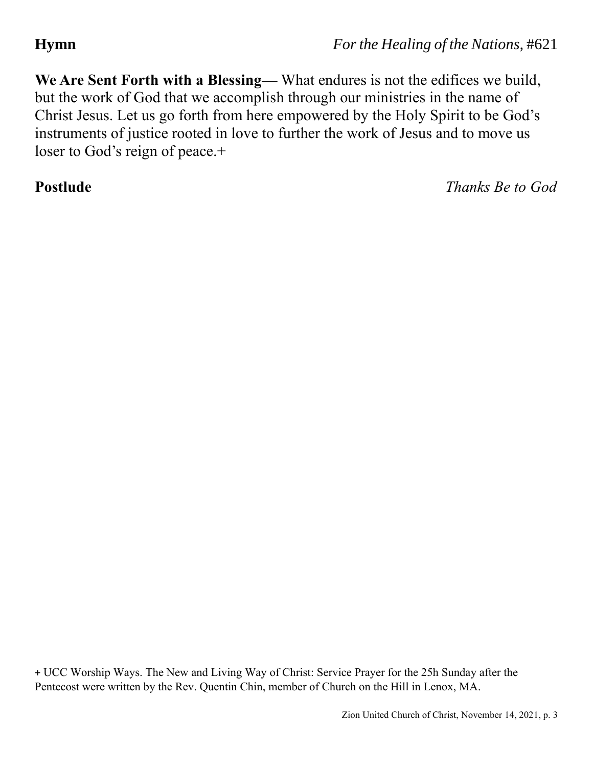**Hymn** *For the Healing of the Nations,* #621

**We Are Sent Forth with a Blessing—** What endures is not the edifices we build, but the work of God that we accomplish through our ministries in the name of Christ Jesus. Let us go forth from here empowered by the Holy Spirit to be God's instruments of justice rooted in love to further the work of Jesus and to move us loser to God's reign of peace.+

**Postlude** *Thanks Be to God*

+ UCC Worship Ways. The New and Living Way of Christ: Service Prayer for the 25h Sunday after the Pentecost were written by the Rev. Quentin Chin, member of Church on the Hill in Lenox, MA.